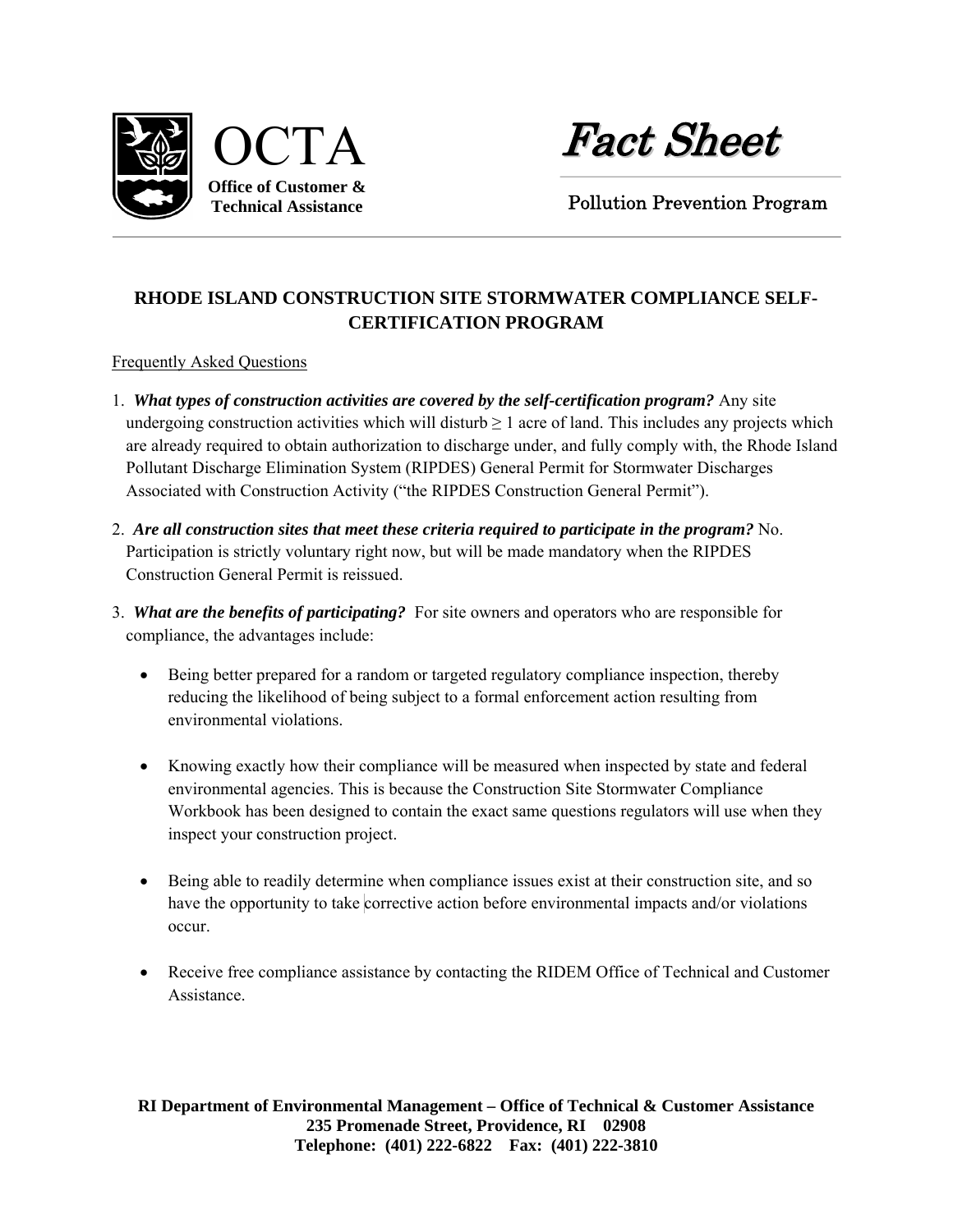OCTA

**Office of Customer & Technical Assistance**

*Fact Sheet*

Pollution Prevention Program

## RHODE ISLAND CONSTRUCTION SITE STORMWATER COMPLIANCE SELF-CERTIFICATION PROGRAM

Frequently Asked Questions

1. ***What types of construction activities are covered by the self-certification program?*** Any site undergoing construction activities which will disturb $\geq$ 1 acre of land. This includes any projects which are already required to obtain authorization to discharge under, and fully comply with, the Rhode Island Pollutant Discharge Elimination System (RIPDES) General Permit for Stormwater Discharges Associated with Construction Activity ("the RIPDES Construction General Permit").

2. ***Are all construction sites that meet these criteria required to participate in the program?*** No. Participation is strictly voluntary right now, but will be made mandatory when the RIPDES Construction General Permit is reissued.

3. ***What are the benefits of participating?*** For site owners and operators who are responsible for compliance, the advantages include:

   - Being better prepared for a random or targeted regulatory compliance inspection, thereby reducing the likelihood of being subject to a formal enforcement action resulting from environmental violations.

   - Knowing exactly how their compliance will be measured when inspected by state and federal environmental agencies. This is because the Construction Site Stormwater Compliance Workbook has been designed to contain the exact same questions regulators will use when they inspect your construction project.

   - Being able to readily determine when compliance issues exist at their construction site, and so have the opportunity to take corrective action before environmental impacts and/or violations occur.

   - Receive free compliance assistance by contacting the RIDEM Office of Technical and Customer Assistance.

**RI Department of Environmental Management – Office of Technical & Customer Assistance**
**235 Promenade Street, Providence, RI 02908**
**Telephone: (401) 222-6822 Fax: (401) 222-3810**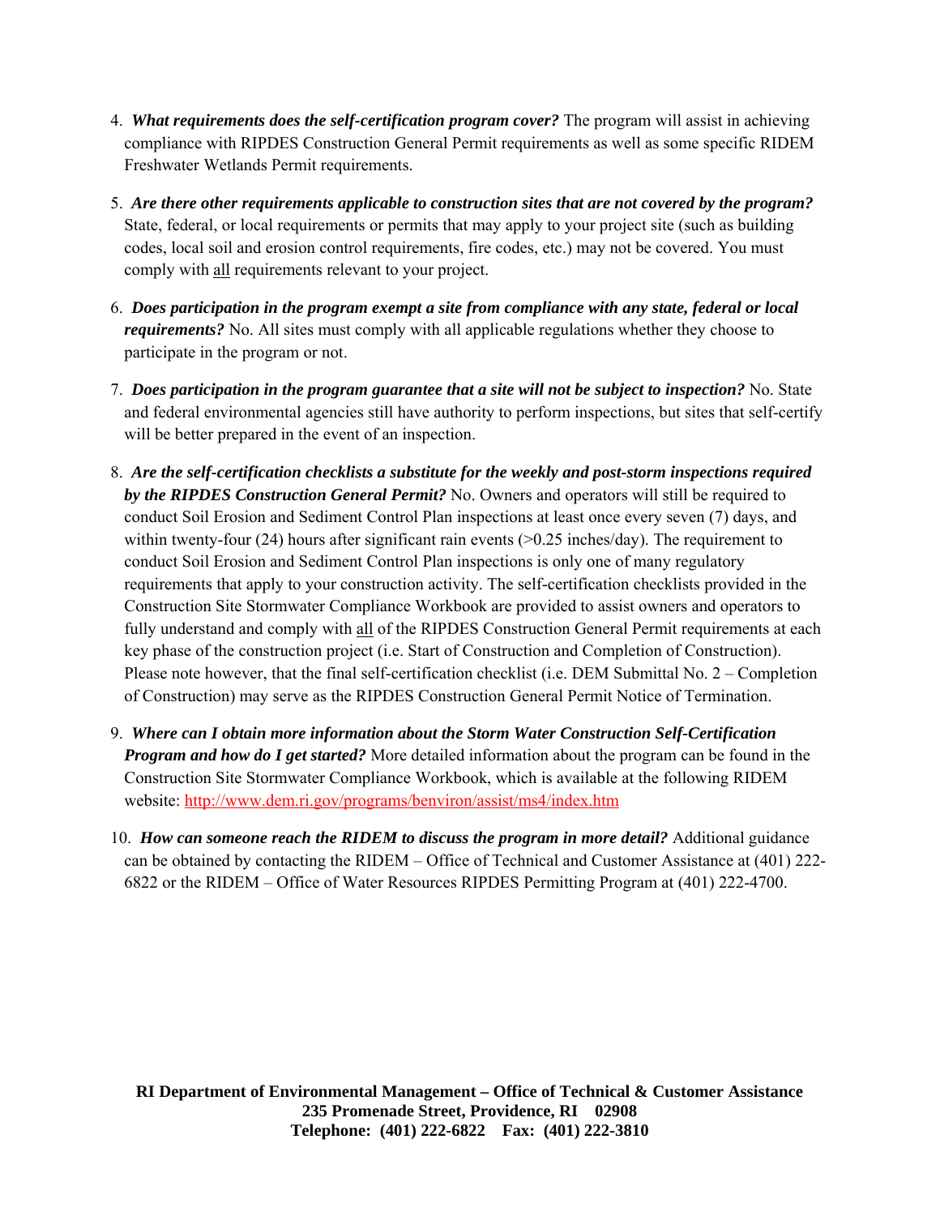4. ***What requirements does the self-certification program cover?*** The program will assist in achieving compliance with RIPDES Construction General Permit requirements as well as some specific RIDEM Freshwater Wetlands Permit requirements.

5. ***Are there other requirements applicable to construction sites that are not covered by the program?*** State, federal, or local requirements or permits that may apply to your project site (such as building codes, local soil and erosion control requirements, fire codes, etc.) may not be covered. You must comply with <u>all</u> requirements relevant to your project.

6. ***Does participation in the program exempt a site from compliance with any state, federal or local requirements?*** No. All sites must comply with all applicable regulations whether they choose to participate in the program or not.

7. ***Does participation in the program guarantee that a site will not be subject to inspection?*** No. State and federal environmental agencies still have authority to perform inspections, but sites that self-certify will be better prepared in the event of an inspection.

8. ***Are the self-certification checklists a substitute for the weekly and post-storm inspections required by the RIPDES Construction General Permit?*** No. Owners and operators will still be required to conduct Soil Erosion and Sediment Control Plan inspections at least once every seven (7) days, and within twenty-four (24) hours after significant rain events (>0.25 inches/day). The requirement to conduct Soil Erosion and Sediment Control Plan inspections is only one of many regulatory requirements that apply to your construction activity. The self-certification checklists provided in the Construction Site Stormwater Compliance Workbook are provided to assist owners and operators to fully understand and comply with <u>all</u> of the RIPDES Construction General Permit requirements at each key phase of the construction project (i.e. Start of Construction and Completion of Construction). Please note however, that the final self-certification checklist (i.e. DEM Submittal No. 2 – Completion of Construction) may serve as the RIPDES Construction General Permit Notice of Termination.

9. ***Where can I obtain more information about the Storm Water Construction Self-Certification Program and how do I get started?*** More detailed information about the program can be found in the Construction Site Stormwater Compliance Workbook, which is available at the following RIDEM website: [http://www.dem.ri.gov/programs/benviron/assist/ms4/index.htm](http://www.dem.ri.gov/programs/benviron/assist/ms4/index.htm)

10. ***How can someone reach the RIDEM to discuss the program in more detail?*** Additional guidance can be obtained by contacting the RIDEM – Office of Technical and Customer Assistance at (401) 222-6822 or the RIDEM – Office of Water Resources RIPDES Permitting Program at (401) 222-4700.

**RI Department of Environmental Management – Office of Technical & Customer Assistance**
**235 Promenade Street, Providence, RI 02908**
**Telephone: (401) 222-6822 Fax: (401) 222-3810**